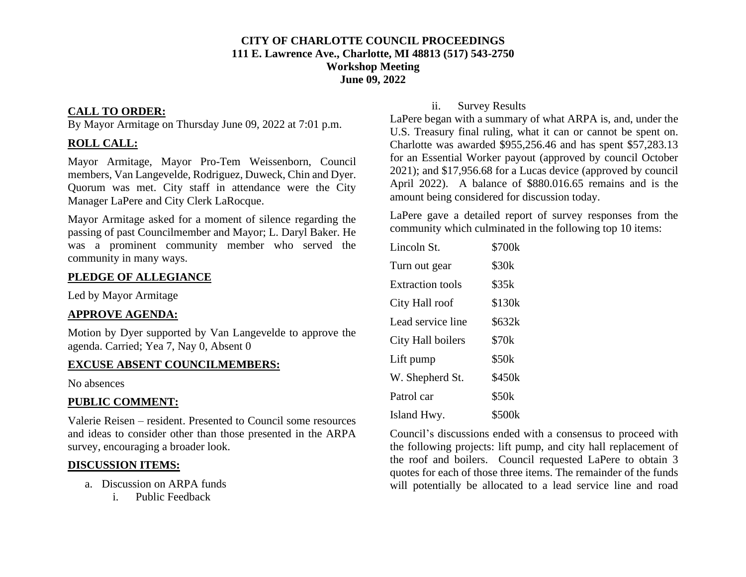**CITY OF CHARLOTTE COUNCIL PROCEEDINGS**
**111 E. Lawrence Ave., Charlotte, MI 48813 (517) 543-2750**
**Workshop Meeting**
**June 09, 2022**

## CALL TO ORDER:

By Mayor Armitage on Thursday June 09, 2022 at 7:01 p.m.

## ROLL CALL:

Mayor Armitage, Mayor Pro-Tem Weissenborn, Council members, Van Langevelde, Rodriguez, Duweck, Chin and Dyer. Quorum was met. City staff in attendance were the City Manager LaPere and City Clerk LaRocque.

Mayor Armitage asked for a moment of silence regarding the passing of past Councilmember and Mayor; L. Daryl Baker. He was a prominent community member who served the community in many ways.

## PLEDGE OF ALLEGIANCE

Led by Mayor Armitage

## APPROVE AGENDA:

Motion by Dyer supported by Van Langevelde to approve the agenda. Carried; Yea 7, Nay 0, Absent 0

## EXCUSE ABSENT COUNCILMEMBERS:

No absences

## PUBLIC COMMENT:

Valerie Reisen – resident. Presented to Council some resources and ideas to consider other than those presented in the ARPA survey, encouraging a broader look.

## DISCUSSION ITEMS:

a. Discussion on ARPA funds
   i. Public Feedback
   ii. Survey Results

LaPere began with a summary of what ARPA is, and, under the U.S. Treasury final ruling, what it can or cannot be spent on. Charlotte was awarded $955,256.46 and has spent $57,283.13 for an Essential Worker payout (approved by council October 2021); and $17,956.68 for a Lucas device (approved by council April 2022). A balance of $880.016.65 remains and is the amount being considered for discussion today.

LaPere gave a detailed report of survey responses from the community which culminated in the following top 10 items:

| | |
|---|---|
| Lincoln St. | $700k |
| Turn out gear | $30k |
| Extraction tools | $35k |
| City Hall roof | $130k |
| Lead service line | $632k |
| City Hall boilers | $70k |
| Lift pump | $50k |
| W. Shepherd St. | $450k |
| Patrol car | $50k |
| Island Hwy. | $500k |

Council's discussions ended with a consensus to proceed with the following projects: lift pump, and city hall replacement of the roof and boilers. Council requested LaPere to obtain 3 quotes for each of those three items. The remainder of the funds will potentially be allocated to a lead service line and road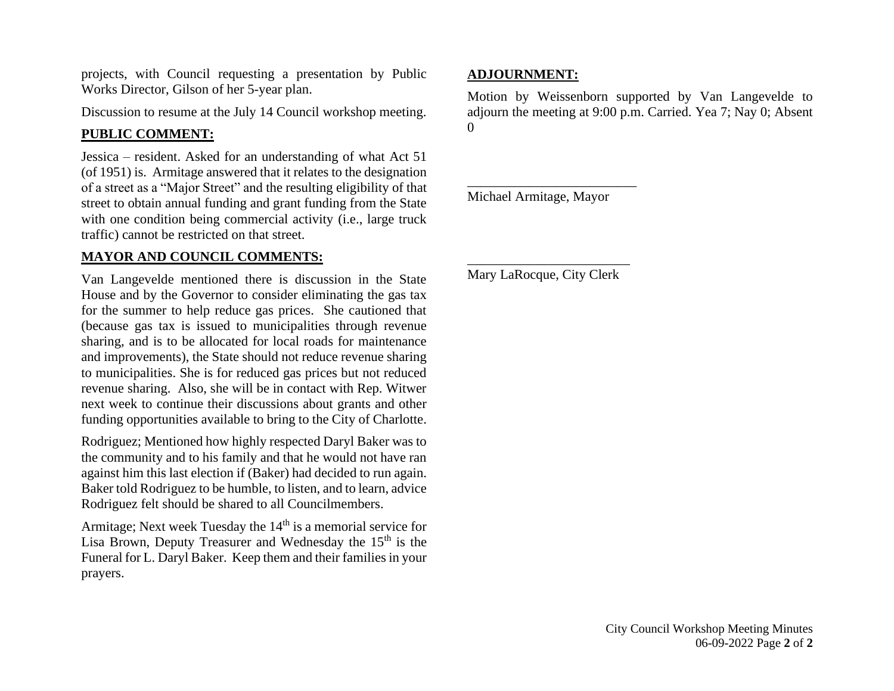projects, with Council requesting a presentation by Public Works Director, Gilson of her 5-year plan.

Discussion to resume at the July 14 Council workshop meeting.

## PUBLIC COMMENT:

Jessica – resident. Asked for an understanding of what Act 51 (of 1951) is. Armitage answered that it relates to the designation of a street as a "Major Street" and the resulting eligibility of that street to obtain annual funding and grant funding from the State with one condition being commercial activity (i.e., large truck traffic) cannot be restricted on that street.

## MAYOR AND COUNCIL COMMENTS:

Van Langevelde mentioned there is discussion in the State House and by the Governor to consider eliminating the gas tax for the summer to help reduce gas prices. She cautioned that (because gas tax is issued to municipalities through revenue sharing, and is to be allocated for local roads for maintenance and improvements), the State should not reduce revenue sharing to municipalities. She is for reduced gas prices but not reduced revenue sharing. Also, she will be in contact with Rep. Witwer next week to continue their discussions about grants and other funding opportunities available to bring to the City of Charlotte.

Rodriguez; Mentioned how highly respected Daryl Baker was to the community and to his family and that he would not have ran against him this last election if (Baker) had decided to run again. Baker told Rodriguez to be humble, to listen, and to learn, advice Rodriguez felt should be shared to all Councilmembers.

Armitage; Next week Tuesday the 14th is a memorial service for Lisa Brown, Deputy Treasurer and Wednesday the 15th is the Funeral for L. Daryl Baker. Keep them and their families in your prayers.

## ADJOURNMENT:

Motion by Weissenborn supported by Van Langevelde to adjourn the meeting at 9:00 p.m. Carried. Yea 7; Nay 0; Absent 0

_________________________
Michael Armitage, Mayor

_________________________
Mary LaRocque, City Clerk